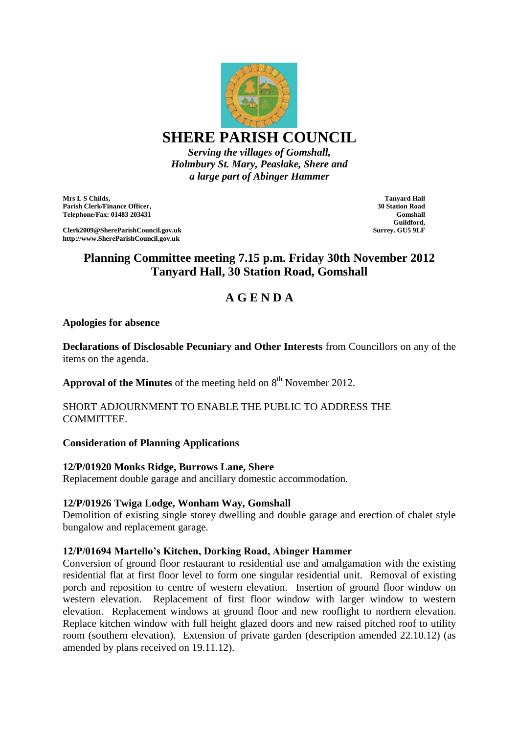# SHERE PARISH COUNCIL

*Serving the villages of Gomshall, Holmbury St. Mary, Peaslake, Shere and a large part of Abinger Hammer*

**Mrs L S Childs,**
**Parish Clerk/Finance Officer,**
**Telephone/Fax: 01483 203431**

**Clerk2009@ShereParishCouncil.gov.uk**
**http://www.ShereParishCouncil.gov.uk**

**Tanyard Hall**
**30 Station Road**
**Gomshall**
**Guildford,**
**Surrey. GU5 9LF**

## Planning Committee meeting 7.15 p.m. Friday 30th November 2012 Tanyard Hall, 30 Station Road, Gomshall

## A G E N D A

**Apologies for absence**

**Declarations of Disclosable Pecuniary and Other Interests** from Councillors on any of the items on the agenda.

**Approval of the Minutes** of the meeting held on 8th November 2012.

SHORT ADJOURNMENT TO ENABLE THE PUBLIC TO ADDRESS THE COMMITTEE.

**Consideration of Planning Applications**

**12/P/01920 Monks Ridge, Burrows Lane, Shere**
Replacement double garage and ancillary domestic accommodation.

**12/P/01926 Twiga Lodge, Wonham Way, Gomshall**
Demolition of existing single storey dwelling and double garage and erection of chalet style bungalow and replacement garage.

**12/P/01694 Martello's Kitchen, Dorking Road, Abinger Hammer**
Conversion of ground floor restaurant to residential use and amalgamation with the existing residential flat at first floor level to form one singular residential unit. Removal of existing porch and reposition to centre of western elevation. Insertion of ground floor window on western elevation. Replacement of first floor window with larger window to western elevation. Replacement windows at ground floor and new rooflight to northern elevation. Replace kitchen window with full height glazed doors and new raised pitched roof to utility room (southern elevation). Extension of private garden (description amended 22.10.12) (as amended by plans received on 19.11.12).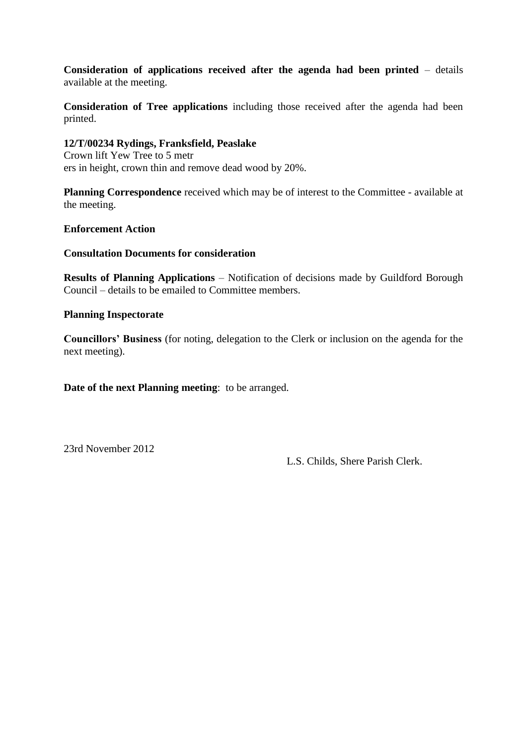**Consideration of applications received after the agenda had been printed** – details available at the meeting.

**Consideration of Tree applications** including those received after the agenda had been printed.

**12/T/00234 Rydings, Franksfield, Peaslake**
Crown lift Yew Tree to 5 metr
ers in height, crown thin and remove dead wood by 20%.

**Planning Correspondence** received which may be of interest to the Committee - available at the meeting.

**Enforcement Action**

**Consultation Documents for consideration**

**Results of Planning Applications** – Notification of decisions made by Guildford Borough Council – details to be emailed to Committee members.

**Planning Inspectorate**

**Councillors' Business** (for noting, delegation to the Clerk or inclusion on the agenda for the next meeting).

**Date of the next Planning meeting**: to be arranged.

23rd November 2012

L.S. Childs, Shere Parish Clerk.